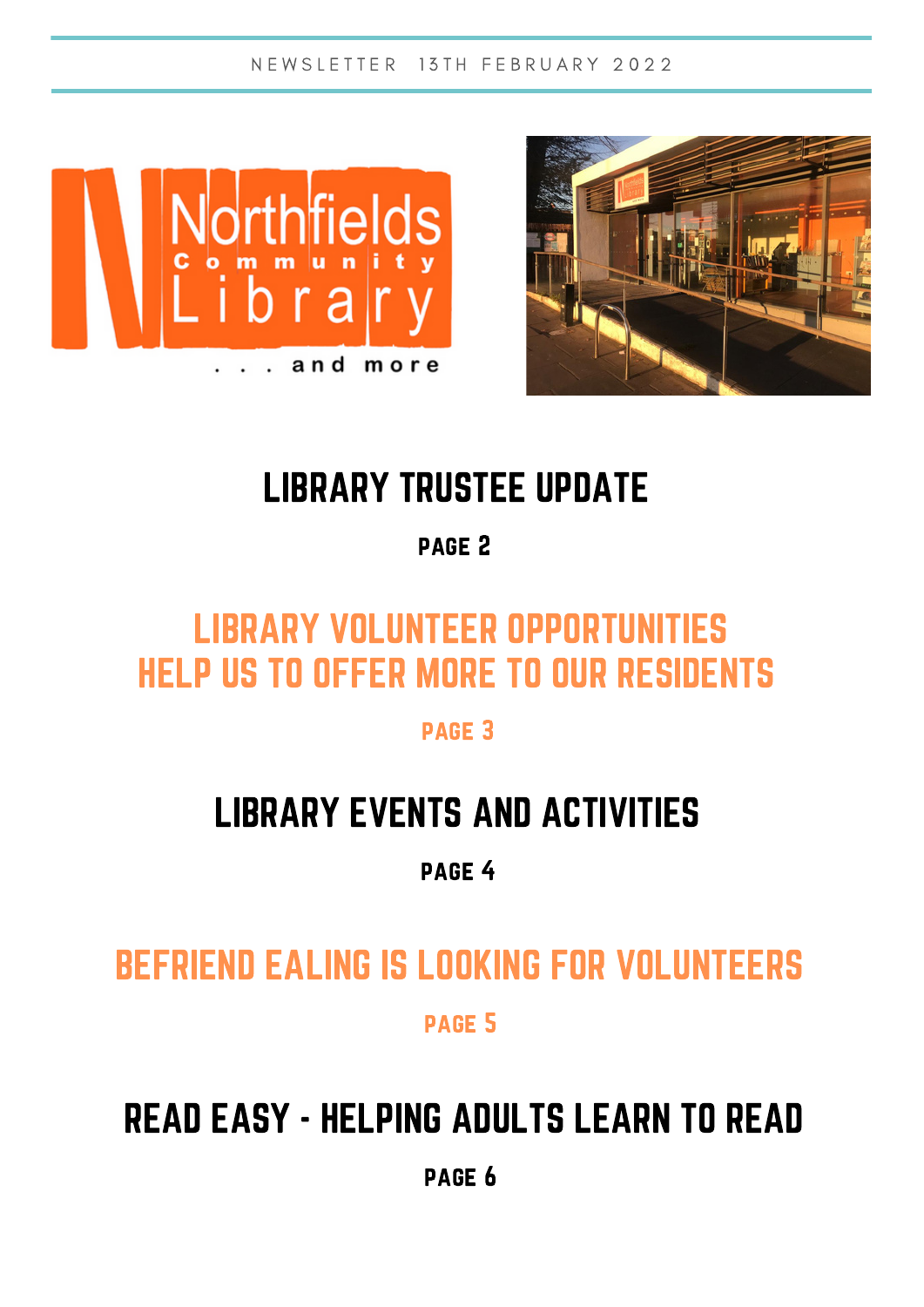NEWSLETTER 13TH FEBRUARY 2022

Northfields Community Library . . . and more

## LIBRARY TRUSTEE UPDATE

PAGE 2

## LIBRARY VOLUNTEER OPPORTUNITIES HELP US TO OFFER MORE TO OUR RESIDENTS

PAGE 3

## LIBRARY EVENTS AND ACTIVITIES

PAGE 4

## BEFRIEND EALING IS LOOKING FOR VOLUNTEERS

PAGE 5

## READ EASY - HELPING ADULTS LEARN TO READ

PAGE 6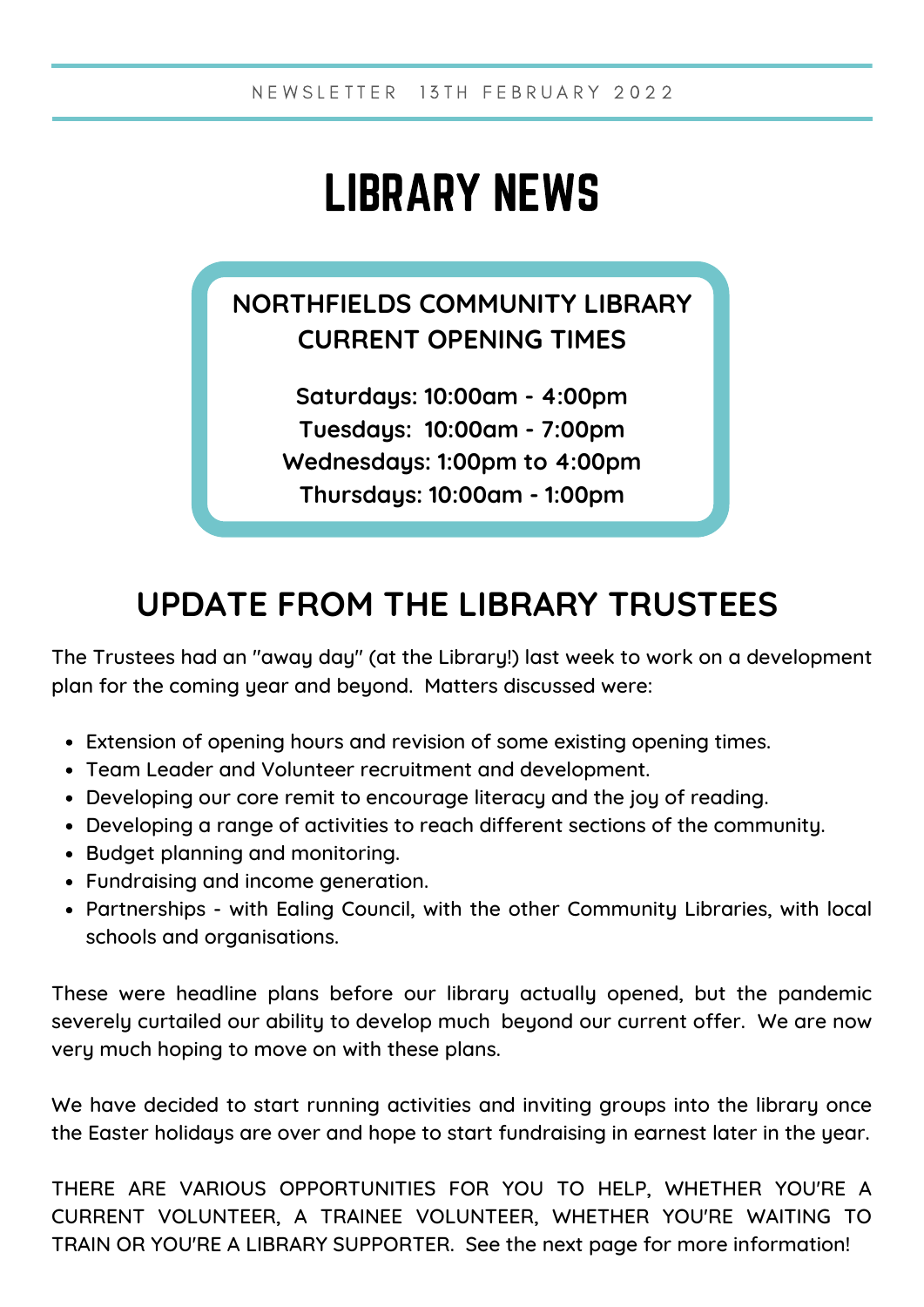NEWSLETTER 13TH FEBRUARY 2022

# LIBRARY NEWS

**NORTHFIELDS COMMUNITY LIBRARY CURRENT OPENING TIMES**

**Saturdays: 10:00am - 4:00pm**
**Tuesdays: 10:00am - 7:00pm**
**Wednesdays: 1:00pm to 4:00pm**
**Thursdays: 10:00am - 1:00pm**

## UPDATE FROM THE LIBRARY TRUSTEES

The Trustees had an "away day" (at the Library!) last week to work on a development plan for the coming year and beyond. Matters discussed were:

- Extension of opening hours and revision of some existing opening times.
- Team Leader and Volunteer recruitment and development.
- Developing our core remit to encourage literacy and the joy of reading.
- Developing a range of activities to reach different sections of the community.
- Budget planning and monitoring.
- Fundraising and income generation.
- Partnerships - with Ealing Council, with the other Community Libraries, with local schools and organisations.

These were headline plans before our library actually opened, but the pandemic severely curtailed our ability to develop much beyond our current offer. We are now very much hoping to move on with these plans.

We have decided to start running activities and inviting groups into the library once the Easter holidays are over and hope to start fundraising in earnest later in the year.

THERE ARE VARIOUS OPPORTUNITIES FOR YOU TO HELP, WHETHER YOU'RE A CURRENT VOLUNTEER, A TRAINEE VOLUNTEER, WHETHER YOU'RE WAITING TO TRAIN OR YOU'RE A LIBRARY SUPPORTER. See the next page for more information!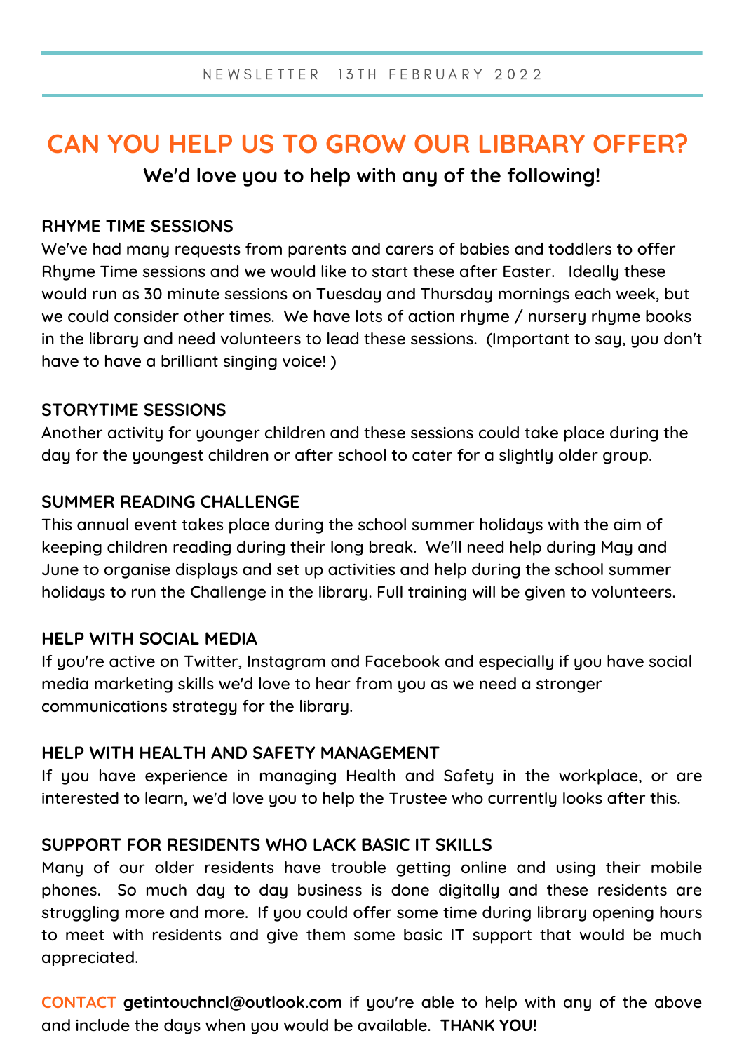NEWSLETTER 13TH FEBRUARY 2022

# CAN YOU HELP US TO GROW OUR LIBRARY OFFER?

**We'd love you to help with any of the following!**

### RHYME TIME SESSIONS

We've had many requests from parents and carers of babies and toddlers to offer Rhyme Time sessions and we would like to start these after Easter. Ideally these would run as 30 minute sessions on Tuesday and Thursday mornings each week, but we could consider other times. We have lots of action rhyme / nursery rhyme books in the library and need volunteers to lead these sessions. (Important to say, you don't have to have a brilliant singing voice! )

### STORYTIME SESSIONS

Another activity for younger children and these sessions could take place during the day for the youngest children or after school to cater for a slightly older group.

### SUMMER READING CHALLENGE

This annual event takes place during the school summer holidays with the aim of keeping children reading during their long break. We'll need help during May and June to organise displays and set up activities and help during the school summer holidays to run the Challenge in the library. Full training will be given to volunteers.

### HELP WITH SOCIAL MEDIA

If you're active on Twitter, Instagram and Facebook and especially if you have social media marketing skills we'd love to hear from you as we need a stronger communications strategy for the library.

### HELP WITH HEALTH AND SAFETY MANAGEMENT

If you have experience in managing Health and Safety in the workplace, or are interested to learn, we'd love you to help the Trustee who currently looks after this.

### SUPPORT FOR RESIDENTS WHO LACK BASIC IT SKILLS

Many of our older residents have trouble getting online and using their mobile phones. So much day to day business is done digitally and these residents are struggling more and more. If you could offer some time during library opening hours to meet with residents and give them some basic IT support that would be much appreciated.

**CONTACT** **getintouchncl@outlook.com** if you're able to help with any of the above and include the days when you would be available. **THANK YOU!**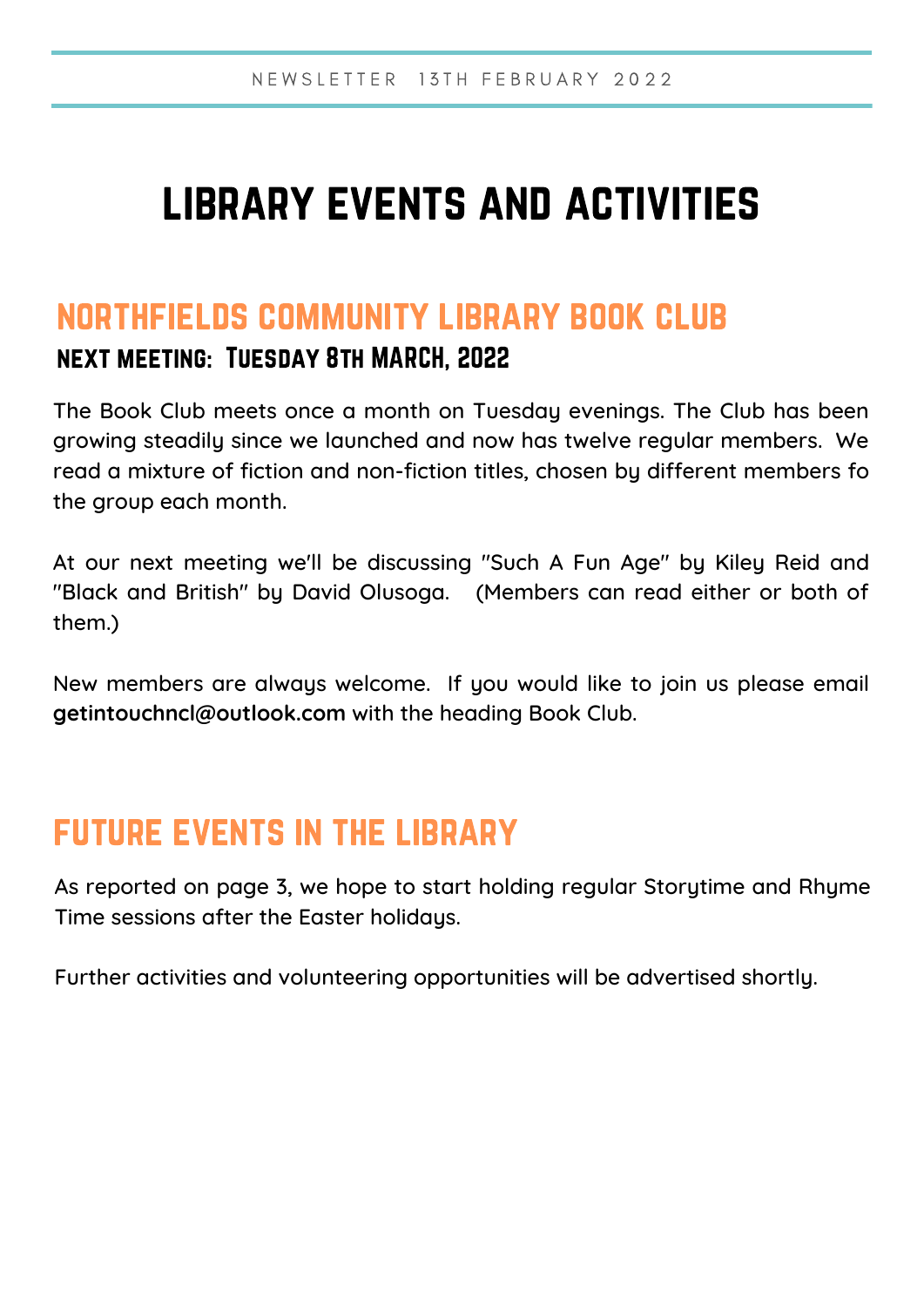# LIBRARY EVENTS AND ACTIVITIES

## NORTHFIELDS COMMUNITY LIBRARY BOOK CLUB

### NEXT MEETING: Tuesday 8th MARCH, 2022

The Book Club meets once a month on Tuesday evenings. The Club has been growing steadily since we launched and now has twelve regular members. We read a mixture of fiction and non-fiction titles, chosen by different members fo the group each month.

At our next meeting we'll be discussing "Such A Fun Age" by Kiley Reid and "Black and British" by David Olusoga. (Members can read either or both of them.)

New members are always welcome. If you would like to join us please email **getintouchncl@outlook.com** with the heading Book Club.

## FUTURE EVENTS IN THE LIBRARY

As reported on page 3, we hope to start holding regular Storytime and Rhyme Time sessions after the Easter holidays.

Further activities and volunteering opportunities will be advertised shortly.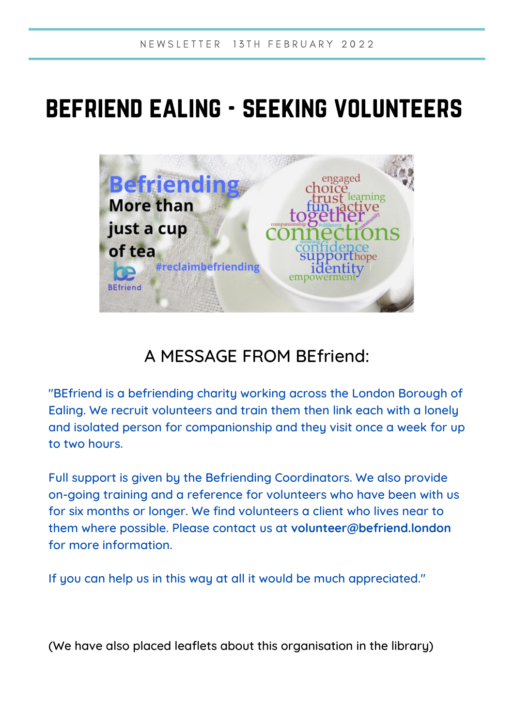NEWSLETTER 13TH FEBRUARY 2022

# BEFRIEND EALING - SEEKING VOLUNTEERS

## A MESSAGE FROM BEfriend:

"BEfriend is a befriending charity working across the London Borough of Ealing. We recruit volunteers and train them then link each with a lonely and isolated person for companionship and they visit once a week for up to two hours.

Full support is given by the Befriending Coordinators. We also provide on-going training and a reference for volunteers who have been with us for six months or longer. We find volunteers a client who lives near to them where possible. Please contact us at **volunteer@befriend.london** for more information.

If you can help us in this way at all it would be much appreciated."

(We have also placed leaflets about this organisation in the library)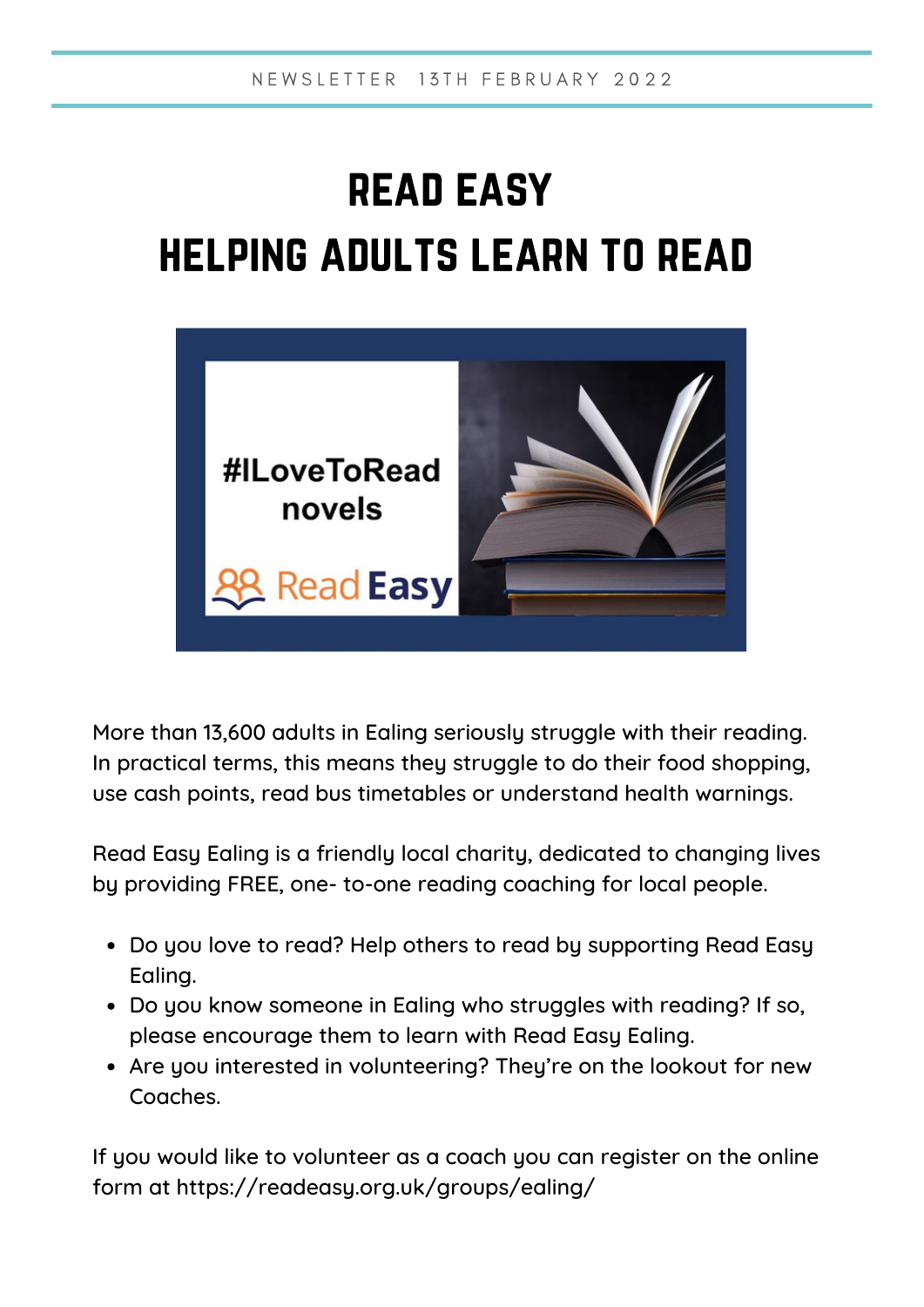# READ EASY
# HELPING ADULTS LEARN TO READ

More than 13,600 adults in Ealing seriously struggle with their reading. In practical terms, this means they struggle to do their food shopping, use cash points, read bus timetables or understand health warnings.

Read Easy Ealing is a friendly local charity, dedicated to changing lives by providing FREE, one- to-one reading coaching for local people.

- Do you love to read? Help others to read by supporting Read Easy Ealing.
- Do you know someone in Ealing who struggles with reading? If so, please encourage them to learn with Read Easy Ealing.
- Are you interested in volunteering? They're on the lookout for new Coaches.

If you would like to volunteer as a coach you can register on the online form at https://readeasy.org.uk/groups/ealing/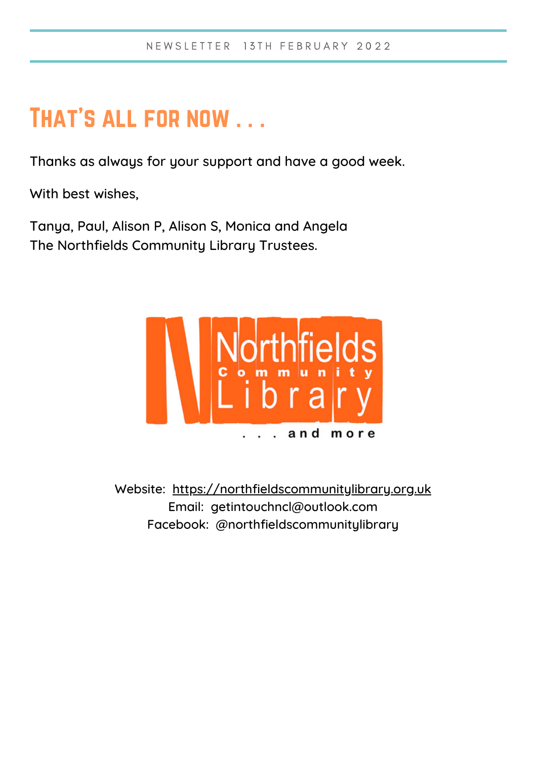# That's all for now . . .

Thanks as always for your support and have a good week.

With best wishes,

Tanya, Paul, Alison P, Alison S, Monica and Angela
The Northfields Community Library Trustees.

Northfields Community Library

. . . and more

Website: https://northfieldscommunitylibrary.org.uk
Email: getintouchncl@outlook.com
Facebook: @northfieldscommunitylibrary